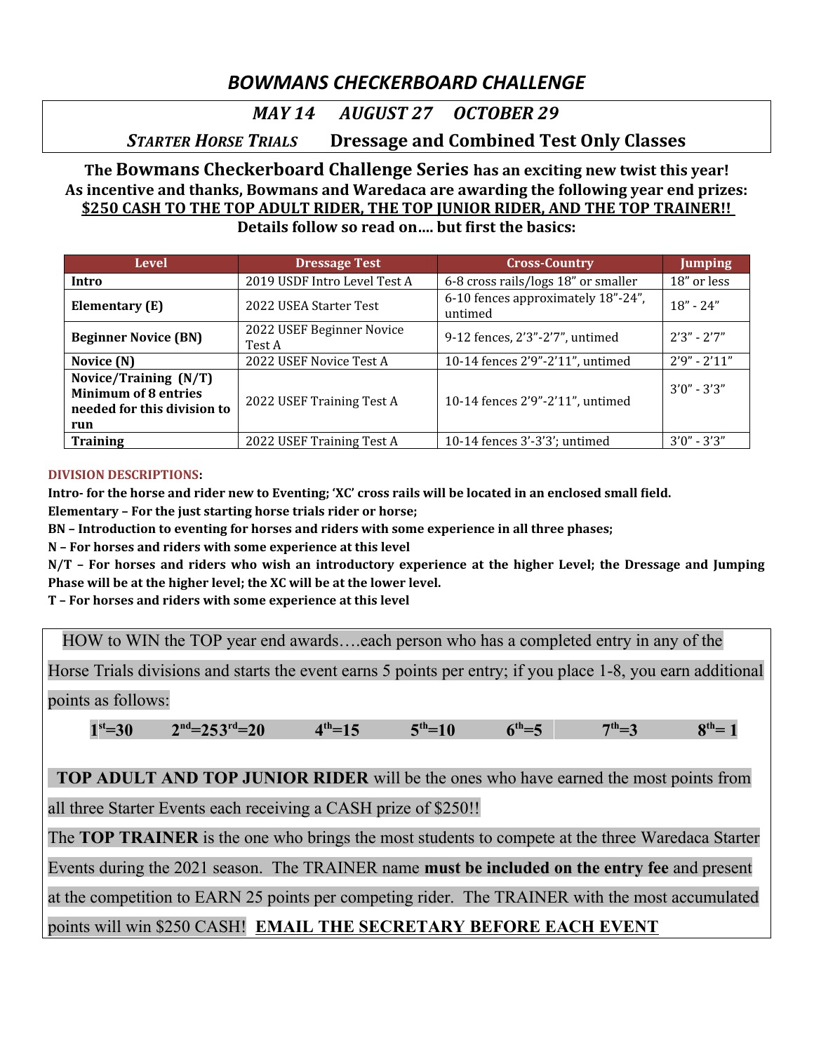# BOWMANS CHECKERBOARD CHALLENGE

## MAY 14 AUGUST 27 OCTOBER 29

### STARTER HORSE TRIALS Dressage and Combined Test Only Classes

**The Bowmans Checkerboard Challenge Series has an exciting new twist this year!**
**As incentive and thanks, Bowmans and Waredaca are awarding the following year end prizes:**
**$250 CASH TO THE TOP ADULT RIDER, THE TOP JUNIOR RIDER, AND THE TOP TRAINER!!**
**Details follow so read on…. but first the basics:**

| Level | Dressage Test | Cross-Country | Jumping |
|---|---|---|---|
| **Intro** | 2019 USDF Intro Level Test A | 6-8 cross rails/logs 18" or smaller | 18" or less |
| **Elementary (E)** | 2022 USEA Starter Test | 6-10 fences approximately 18"-24", untimed | 18" - 24" |
| **Beginner Novice (BN)** | 2022 USEF Beginner Novice Test A | 9-12 fences, 2'3"-2'7", untimed | 2'3" - 2'7" |
| **Novice (N)** | 2022 USEF Novice Test A | 10-14 fences 2'9"-2'11", untimed | 2'9" - 2'11" |
| **Novice/Training (N/T) Minimum of 8 entries needed for this division to run** | 2022 USEF Training Test A | 10-14 fences 2'9"-2'11", untimed | 3'0" - 3'3" |
| **Training** | 2022 USEF Training Test A | 10-14 fences 3'-3'3'; untimed | 3'0" - 3'3" |

**DIVISION DESCRIPTIONS:**

**Intro- for the horse and rider new to Eventing; 'XC' cross rails will be located in an enclosed small field.**
**Elementary – For the just starting horse trials rider or horse;**
**BN – Introduction to eventing for horses and riders with some experience in all three phases;**
**N – For horses and riders with some experience at this level**
**N/T – For horses and riders who wish an introductory experience at the higher Level; the Dressage and Jumping Phase will be at the higher level; the XC will be at the lower level.**
**T – For horses and riders with some experience at this level**

HOW to WIN the TOP year end awards….each person who has a completed entry in any of the Horse Trials divisions and starts the event earns 5 points per entry; if you place 1-8, you earn additional points as follows:

**1st=30 2nd=25 3rd=20 4th=15 5th=10 6th=5 7th=3 8th= 1**

**TOP ADULT AND TOP JUNIOR RIDER** will be the ones who have earned the most points from all three Starter Events each receiving a CASH prize of $250!!

The **TOP TRAINER** is the one who brings the most students to compete at the three Waredaca Starter Events during the 2021 season. The TRAINER name **must be included on the entry fee** and present at the competition to EARN 25 points per competing rider. The TRAINER with the most accumulated points will win $250 CASH! **EMAIL THE SECRETARY BEFORE EACH EVENT**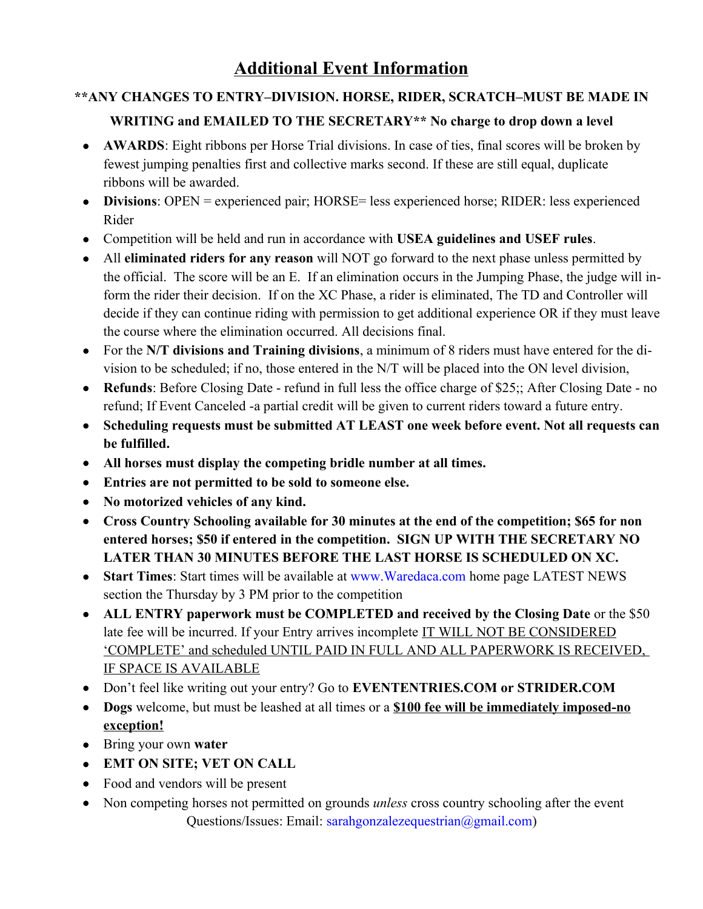# Additional Event Information

**\*\*ANY CHANGES TO ENTRY–DIVISION. HORSE, RIDER, SCRATCH–MUST BE MADE IN WRITING and EMAILED TO THE SECRETARY\*\* No charge to drop down a level**

- **AWARDS**: Eight ribbons per Horse Trial divisions. In case of ties, final scores will be broken by fewest jumping penalties first and collective marks second. If these are still equal, duplicate ribbons will be awarded.
- **Divisions**: OPEN = experienced pair; HORSE= less experienced horse; RIDER: less experienced Rider
- Competition will be held and run in accordance with **USEA guidelines and USEF rules**.
- All **eliminated riders for any reason** will NOT go forward to the next phase unless permitted by the official. The score will be an E. If an elimination occurs in the Jumping Phase, the judge will inform the rider their decision. If on the XC Phase, a rider is eliminated, The TD and Controller will decide if they can continue riding with permission to get additional experience OR if they must leave the course where the elimination occurred. All decisions final.
- For the **N/T divisions and Training divisions**, a minimum of 8 riders must have entered for the division to be scheduled; if no, those entered in the N/T will be placed into the ON level division,
- **Refunds**: Before Closing Date - refund in full less the office charge of $25;; After Closing Date - no refund; If Event Canceled -a partial credit will be given to current riders toward a future entry.
- **Scheduling requests must be submitted AT LEAST one week before event. Not all requests can be fulfilled.**
- **All horses must display the competing bridle number at all times.**
- **Entries are not permitted to be sold to someone else.**
- **No motorized vehicles of any kind.**
- **Cross Country Schooling available for 30 minutes at the end of the competition; $65 for non entered horses; $50 if entered in the competition. SIGN UP WITH THE SECRETARY NO LATER THAN 30 MINUTES BEFORE THE LAST HORSE IS SCHEDULED ON XC.**
- **Start Times**: Start times will be available at www.Waredaca.com home page LATEST NEWS section the Thursday by 3 PM prior to the competition
- **ALL ENTRY paperwork must be COMPLETED and received by the Closing Date** or the $50 late fee will be incurred. If your Entry arrives incomplete <u>IT WILL NOT BE CONSIDERED 'COMPLETE' and scheduled UNTIL PAID IN FULL AND ALL PAPERWORK IS RECEIVED, IF SPACE IS AVAILABLE</u>
- Don't feel like writing out your entry? Go to **EVENTENTRIES.COM or STRIDER.COM**
- **Dogs** welcome, but must be leashed at all times or a **<u>$100 fee will be immediately imposed-no exception!</u>**
- Bring your own **water**
- **EMT ON SITE; VET ON CALL**
- Food and vendors will be present
- Non competing horses not permitted on grounds *unless* cross country schooling after the event

Questions/Issues: Email: sarahgonzalezequestrian@gmail.com)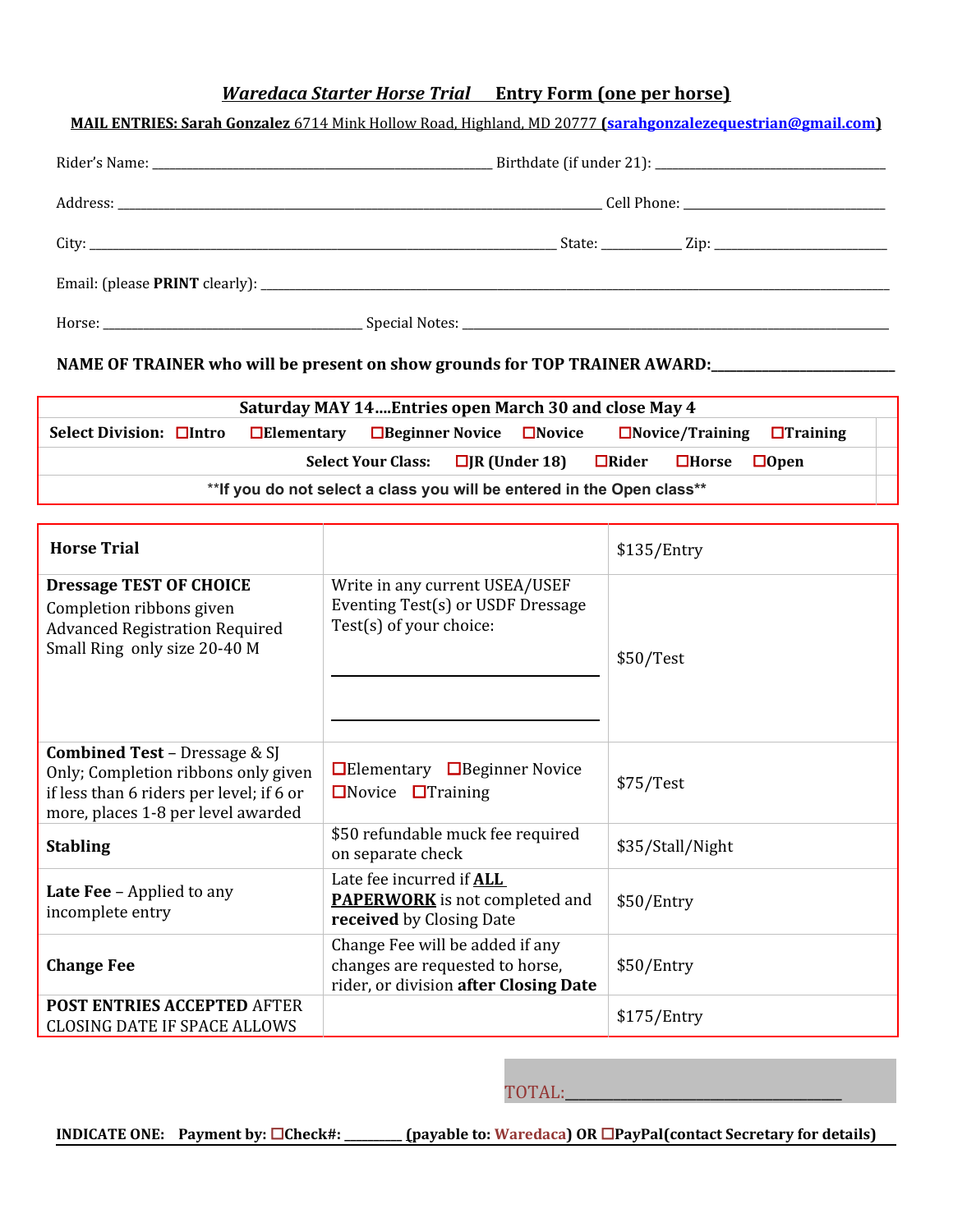## *Waredaca Starter Horse Trial* Entry Form (one per horse)

**MAIL ENTRIES: Sarah Gonzalez** 6714 Mink Hollow Road, Highland, MD 20777 **(sarahgonzalezequestrian@gmail.com)**

Rider's Name: ____________________ Birthdate (if under 21): ____________________

Address: ____________________ Cell Phone: ____________________

City: ____________________ State: __________ Zip: ____________________

Email: (please **PRINT** clearly): ____________________

Horse: ____________________ Special Notes: ____________________

**NAME OF TRAINER who will be present on show grounds for TOP TRAINER AWARD:____________________**

| **Saturday MAY 14....Entries open March 30 and close May 4** |
|---|
| **Select Division:** ☐**Intro** ☐**Elementary** ☐**Beginner Novice** ☐**Novice** ☐**Novice/Training** ☐**Training** |
| **Select Your Class:** ☐**JR (Under 18)** ☐**Rider** ☐**Horse** ☐**Open** |
| **If you do not select a class you will be entered in the Open class** |

| | | |
|---|---|---|
| **Horse Trial** | | $135/Entry |
| **Dressage TEST OF CHOICE**<br>Completion ribbons given<br>Advanced Registration Required<br>Small Ring only size 20-40 M | Write in any current USEA/USEF Eventing Test(s) or USDF Dressage Test(s) of your choice:<br>____________________<br>____________________ | $50/Test |
| **Combined Test** – Dressage & SJ Only; Completion ribbons only given if less than 6 riders per level; if 6 or more, places 1-8 per level awarded | ☐Elementary ☐Beginner Novice<br>☐Novice ☐Training | $75/Test |
| **Stabling** | $50 refundable muck fee required on separate check | $35/Stall/Night |
| **Late Fee** – Applied to any incomplete entry | Late fee incurred if **ALL PAPERWORK** is not completed and **received** by Closing Date | $50/Entry |
| **Change Fee** | Change Fee will be added if any changes are requested to horse, rider, or division **after Closing Date** | $50/Entry |
| **POST ENTRIES ACCEPTED** AFTER CLOSING DATE IF SPACE ALLOWS | | $175/Entry |

TOTAL:____________________

**INDICATE ONE: Payment by: ☐Check#: ________ (payable to: Waredaca) OR ☐PayPal(contact Secretary for details)**